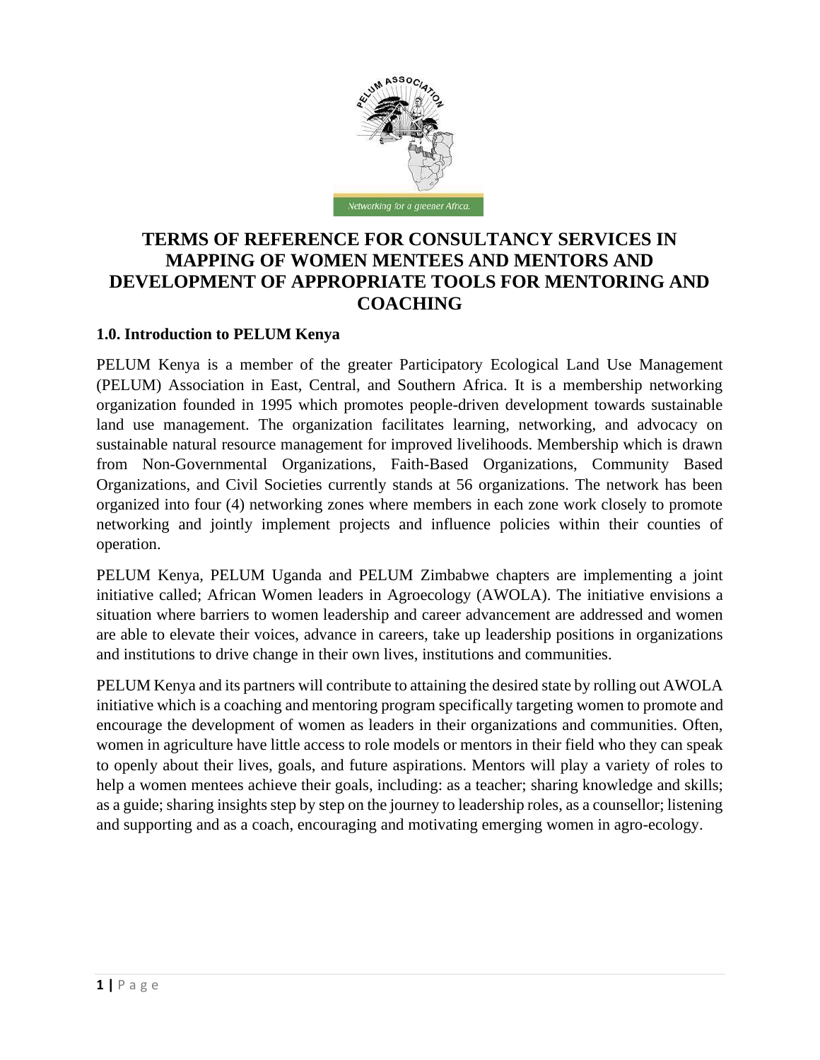# TERMS OF REFERENCE FOR CONSULTANCY SERVICES IN MAPPING OF WOMEN MENTEES AND MENTORS AND DEVELOPMENT OF APPROPRIATE TOOLS FOR MENTORING AND COACHING

## 1.0. Introduction to PELUM Kenya

PELUM Kenya is a member of the greater Participatory Ecological Land Use Management (PELUM) Association in East, Central, and Southern Africa. It is a membership networking organization founded in 1995 which promotes people-driven development towards sustainable land use management. The organization facilitates learning, networking, and advocacy on sustainable natural resource management for improved livelihoods. Membership which is drawn from Non-Governmental Organizations, Faith-Based Organizations, Community Based Organizations, and Civil Societies currently stands at 56 organizations. The network has been organized into four (4) networking zones where members in each zone work closely to promote networking and jointly implement projects and influence policies within their counties of operation.

PELUM Kenya, PELUM Uganda and PELUM Zimbabwe chapters are implementing a joint initiative called; African Women leaders in Agroecology (AWOLA). The initiative envisions a situation where barriers to women leadership and career advancement are addressed and women are able to elevate their voices, advance in careers, take up leadership positions in organizations and institutions to drive change in their own lives, institutions and communities.

PELUM Kenya and its partners will contribute to attaining the desired state by rolling out AWOLA initiative which is a coaching and mentoring program specifically targeting women to promote and encourage the development of women as leaders in their organizations and communities. Often, women in agriculture have little access to role models or mentors in their field who they can speak to openly about their lives, goals, and future aspirations. Mentors will play a variety of roles to help a women mentees achieve their goals, including: as a teacher; sharing knowledge and skills; as a guide; sharing insights step by step on the journey to leadership roles, as a counsellor; listening and supporting and as a coach, encouraging and motivating emerging women in agro-ecology.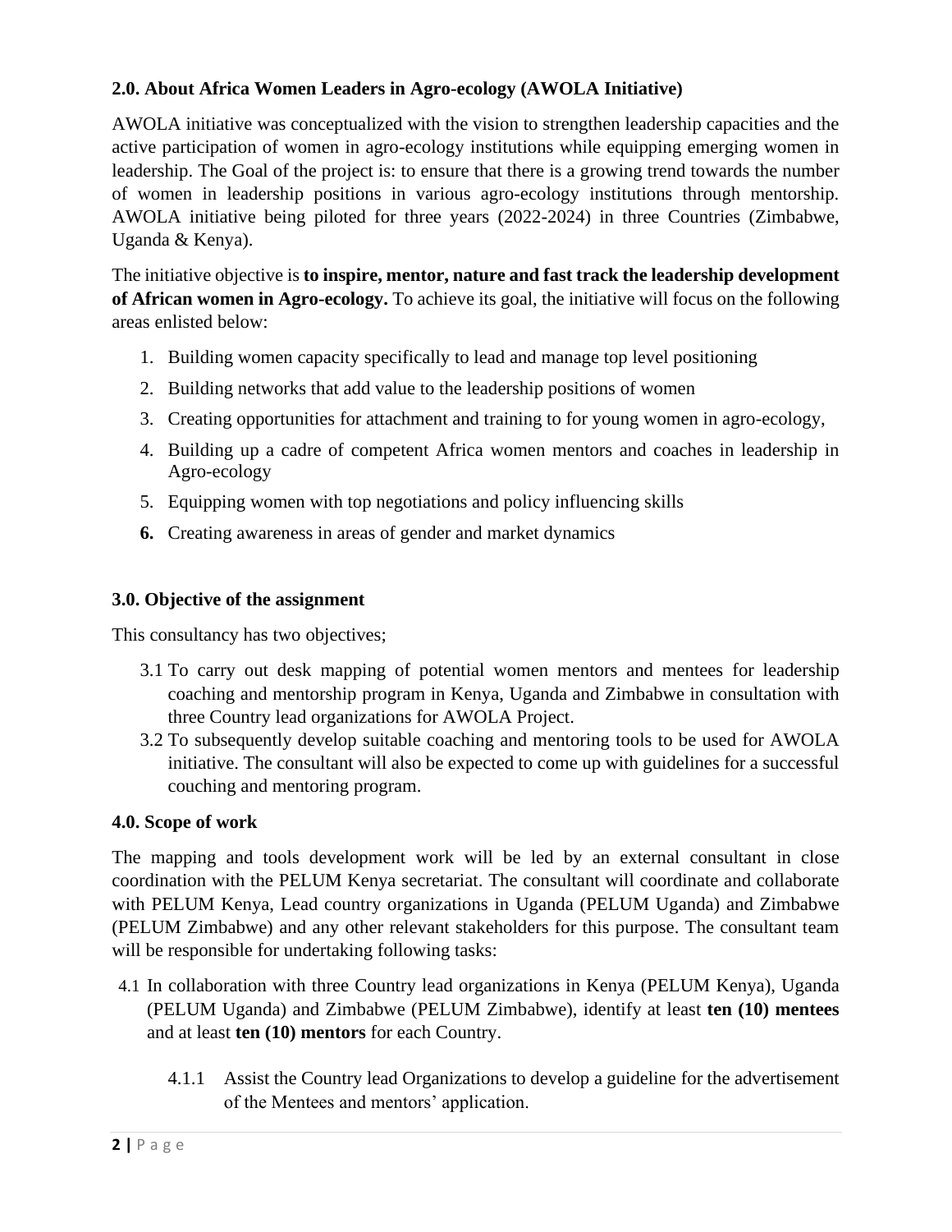### 2.0. About Africa Women Leaders in Agro-ecology (AWOLA Initiative)

AWOLA initiative was conceptualized with the vision to strengthen leadership capacities and the active participation of women in agro-ecology institutions while equipping emerging women in leadership. The Goal of the project is: to ensure that there is a growing trend towards the number of women in leadership positions in various agro-ecology institutions through mentorship. AWOLA initiative being piloted for three years (2022-2024) in three Countries (Zimbabwe, Uganda & Kenya).

The initiative objective is **to inspire, mentor, nature and fast track the leadership development of African women in Agro-ecology.** To achieve its goal, the initiative will focus on the following areas enlisted below:

1. Building women capacity specifically to lead and manage top level positioning
2. Building networks that add value to the leadership positions of women
3. Creating opportunities for attachment and training to for young women in agro-ecology,
4. Building up a cadre of competent Africa women mentors and coaches in leadership in Agro-ecology
5. Equipping women with top negotiations and policy influencing skills
6. Creating awareness in areas of gender and market dynamics

### 3.0. Objective of the assignment

This consultancy has two objectives;

3.1 To carry out desk mapping of potential women mentors and mentees for leadership coaching and mentorship program in Kenya, Uganda and Zimbabwe in consultation with three Country lead organizations for AWOLA Project.

3.2 To subsequently develop suitable coaching and mentoring tools to be used for AWOLA initiative. The consultant will also be expected to come up with guidelines for a successful couching and mentoring program.

### 4.0. Scope of work

The mapping and tools development work will be led by an external consultant in close coordination with the PELUM Kenya secretariat. The consultant will coordinate and collaborate with PELUM Kenya, Lead country organizations in Uganda (PELUM Uganda) and Zimbabwe (PELUM Zimbabwe) and any other relevant stakeholders for this purpose. The consultant team will be responsible for undertaking following tasks:

4.1 In collaboration with three Country lead organizations in Kenya (PELUM Kenya), Uganda (PELUM Uganda) and Zimbabwe (PELUM Zimbabwe), identify at least **ten (10) mentees** and at least **ten (10) mentors** for each Country.

4.1.1 Assist the Country lead Organizations to develop a guideline for the advertisement of the Mentees and mentors' application.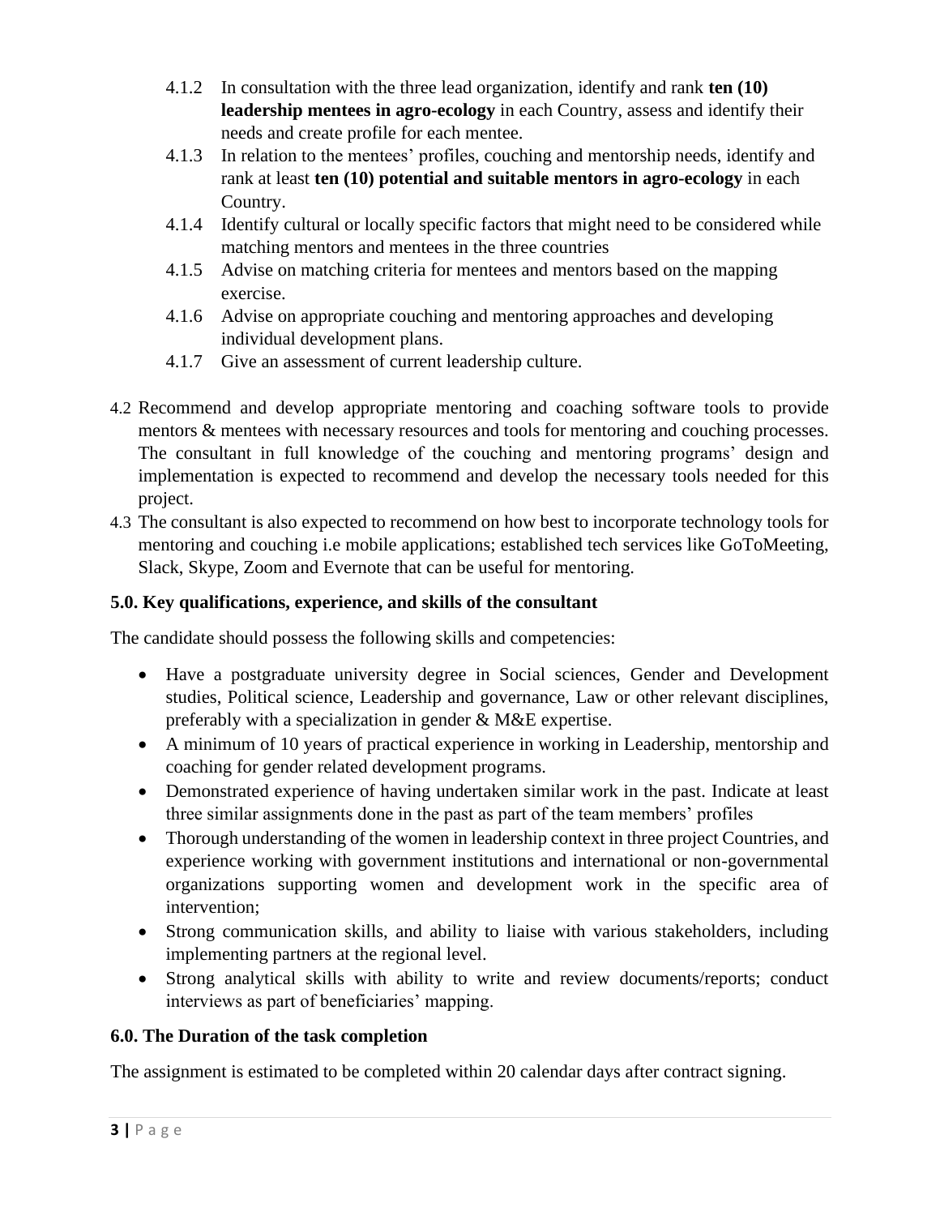4.1.2 In consultation with the three lead organization, identify and rank **ten (10) leadership mentees in agro-ecology** in each Country, assess and identify their needs and create profile for each mentee.

4.1.3 In relation to the mentees' profiles, couching and mentorship needs, identify and rank at least **ten (10) potential and suitable mentors in agro-ecology** in each Country.

4.1.4 Identify cultural or locally specific factors that might need to be considered while matching mentors and mentees in the three countries

4.1.5 Advise on matching criteria for mentees and mentors based on the mapping exercise.

4.1.6 Advise on appropriate couching and mentoring approaches and developing individual development plans.

4.1.7 Give an assessment of current leadership culture.

4.2 Recommend and develop appropriate mentoring and coaching software tools to provide mentors & mentees with necessary resources and tools for mentoring and couching processes. The consultant in full knowledge of the couching and mentoring programs' design and implementation is expected to recommend and develop the necessary tools needed for this project.

4.3 The consultant is also expected to recommend on how best to incorporate technology tools for mentoring and couching i.e mobile applications; established tech services like GoToMeeting, Slack, Skype, Zoom and Evernote that can be useful for mentoring.

### 5.0. Key qualifications, experience, and skills of the consultant

The candidate should possess the following skills and competencies:

- Have a postgraduate university degree in Social sciences, Gender and Development studies, Political science, Leadership and governance, Law or other relevant disciplines, preferably with a specialization in gender & M&E expertise.
- A minimum of 10 years of practical experience in working in Leadership, mentorship and coaching for gender related development programs.
- Demonstrated experience of having undertaken similar work in the past. Indicate at least three similar assignments done in the past as part of the team members' profiles
- Thorough understanding of the women in leadership context in three project Countries, and experience working with government institutions and international or non-governmental organizations supporting women and development work in the specific area of intervention;
- Strong communication skills, and ability to liaise with various stakeholders, including implementing partners at the regional level.
- Strong analytical skills with ability to write and review documents/reports; conduct interviews as part of beneficiaries' mapping.

### 6.0. The Duration of the task completion

The assignment is estimated to be completed within 20 calendar days after contract signing.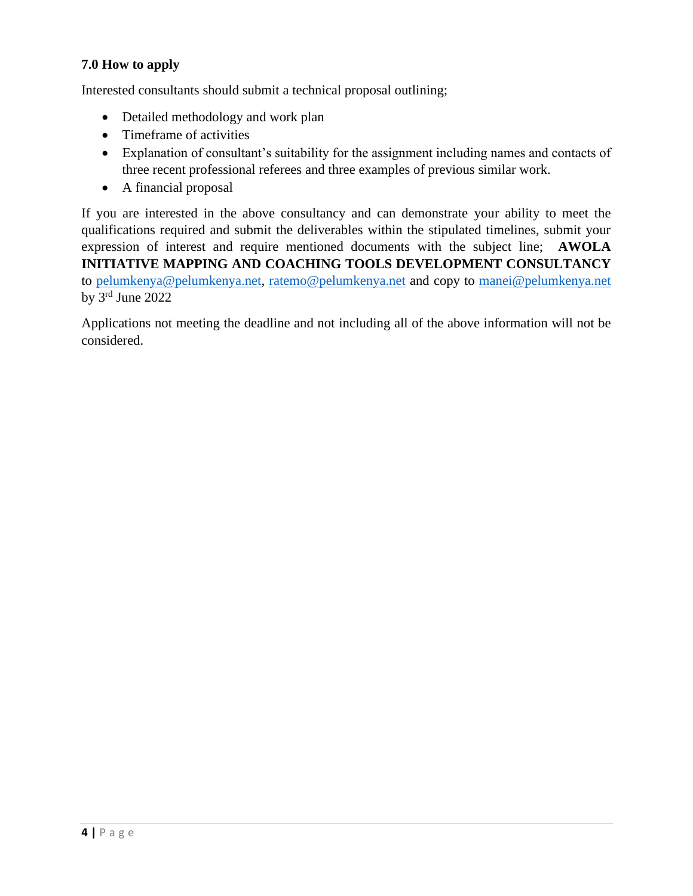### 7.0 How to apply

Interested consultants should submit a technical proposal outlining;

- Detailed methodology and work plan
- Timeframe of activities
- Explanation of consultant's suitability for the assignment including names and contacts of three recent professional referees and three examples of previous similar work.
- A financial proposal

If you are interested in the above consultancy and can demonstrate your ability to meet the qualifications required and submit the deliverables within the stipulated timelines, submit your expression of interest and require mentioned documents with the subject line; **AWOLA INITIATIVE MAPPING AND COACHING TOOLS DEVELOPMENT CONSULTANCY** to pelumkenya@pelumkenya.net, ratemo@pelumkenya.net and copy to manei@pelumkenya.net by 3rd June 2022

Applications not meeting the deadline and not including all of the above information will not be considered.